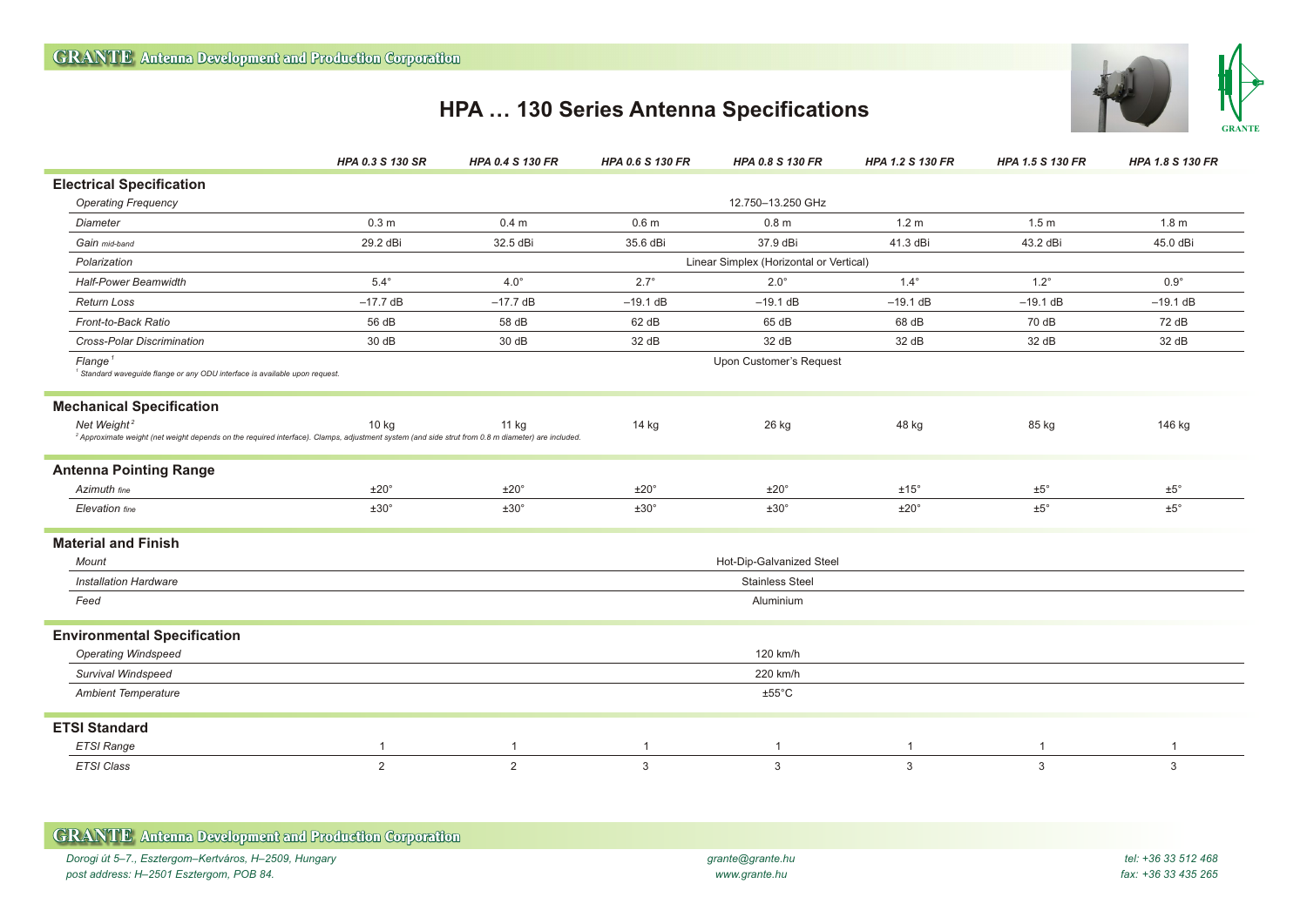# HPA … 130 Series Antenna Specifications

| | HPA 0.3 S 130 SR | HPA 0.4 S 130 FR | HPA 0.6 S 130 FR | HPA 0.8 S 130 FR | HPA 1.2 S 130 FR | HPA 1.5 S 130 FR | HPA 1.8 S 130 FR |
|---|---|---|---|---|---|---|---|
| **Electrical Specification** | | | | | | | |
| *Operating Frequency* | 12.750–13.250 GHz | | | | | | |
| *Diameter* | 0.3 m | 0.4 m | 0.6 m | 0.8 m | 1.2 m | 1.5 m | 1.8 m |
| *Gain mid-band* | 29.2 dBi | 32.5 dBi | 35.6 dBi | 37.9 dBi | 41.3 dBi | 43.2 dBi | 45.0 dBi |
| *Polarization* | Linear Simplex (Horizontal or Vertical) | | | | | | |
| *Half-Power Beamwidth* | 5.4° | 4.0° | 2.7° | 2.0° | 1.4° | 1.2° | 0.9° |
| *Return Loss* | –17.7 dB | –17.7 dB | –19.1 dB | –19.1 dB | –19.1 dB | –19.1 dB | –19.1 dB |
| *Front-to-Back Ratio* | 56 dB | 58 dB | 62 dB | 65 dB | 68 dB | 70 dB | 72 dB |
| *Cross-Polar Discrimination* | 30 dB | 30 dB | 32 dB | 32 dB | 32 dB | 32 dB | 32 dB |
| *Flange* [1] | Upon Customer's Request | | | | | | |
| **Mechanical Specification** | | | | | | | |
| *Net Weight* [2] | 10 kg | 11 kg | 14 kg | 26 kg | 48 kg | 85 kg | 146 kg |
| **Antenna Pointing Range** | | | | | | | |
| *Azimuth fine* | ±20° | ±20° | ±20° | ±20° | ±15° | ±5° | ±5° |
| *Elevation fine* | ±30° | ±30° | ±30° | ±30° | ±20° | ±5° | ±5° |
| **Material and Finish** | | | | | | | |
| *Mount* | Hot-Dip-Galvanized Steel | | | | | | |
| *Installation Hardware* | Stainless Steel | | | | | | |
| *Feed* | Aluminium | | | | | | |
| **Environmental Specification** | | | | | | | |
| *Operating Windspeed* | 120 km/h | | | | | | |
| *Survival Windspeed* | 220 km/h | | | | | | |
| *Ambient Temperature* | ±55°C | | | | | | |
| **ETSI Standard** | | | | | | | |
| *ETSI Range* | 1 | 1 | 1 | 1 | 1 | 1 | 1 |
| *ETSI Class* | 2 | 2 | 3 | 3 | 3 | 3 | 3 |

[1] Standard waveguide flange or any ODU interface is available upon request.

[2] Approximate weight (net weight depends on the required interface). Clamps, adjustment system (and side strut from 0.8 m diameter) are included.

**GRANTE Antenna Development and Production Corporation**

*Dorogi út 5–7., Esztergom–Kertváros, H–2509, Hungary*
*post address: H–2501 Esztergom, POB 84.*

*grante@grante.hu*
*www.grante.hu*

*tel: +36 33 512 468*
*fax: +36 33 435 265*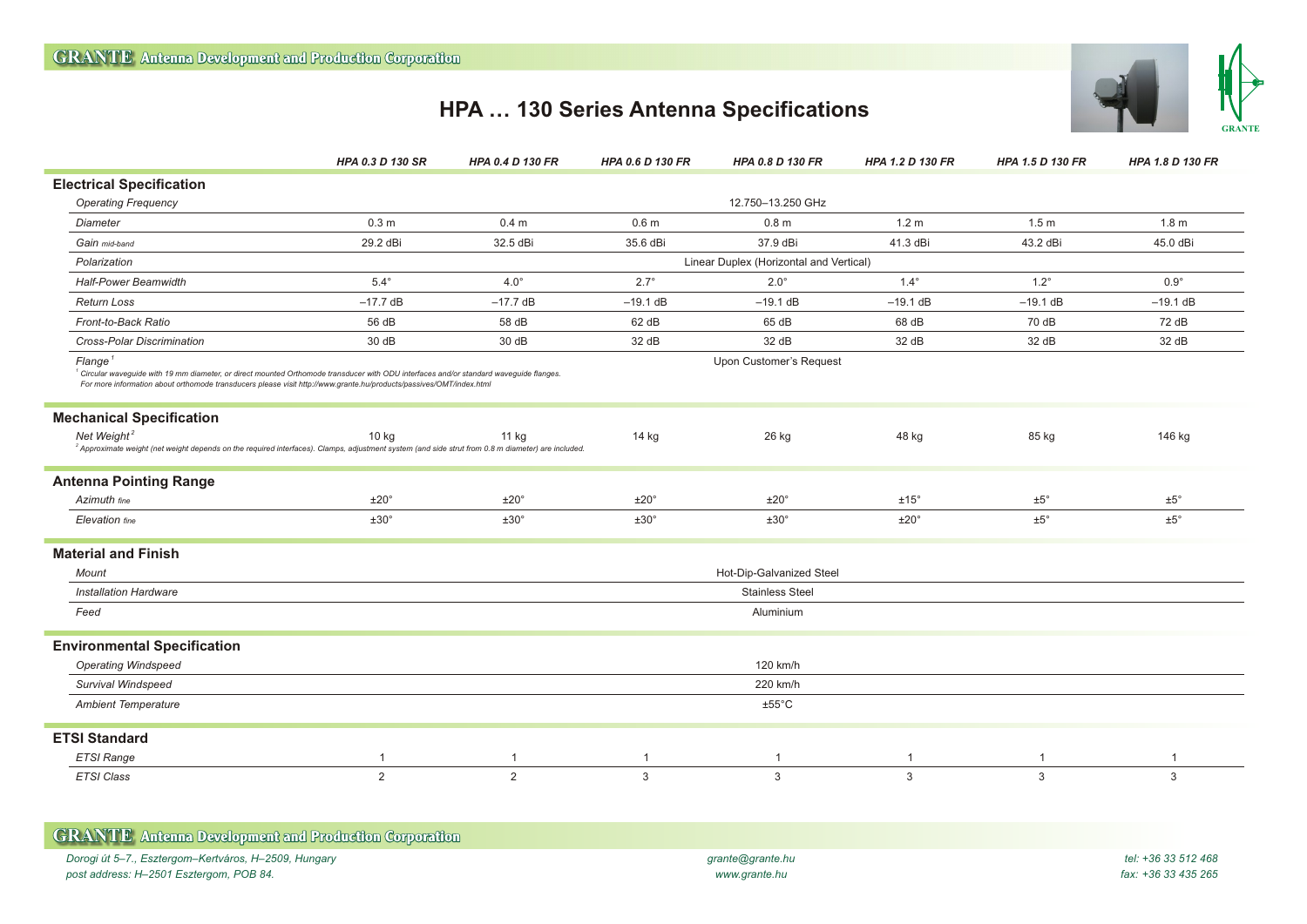# HPA … 130 Series Antenna Specifications

| | HPA 0.3 D 130 SR | HPA 0.4 D 130 FR | HPA 0.6 D 130 FR | HPA 0.8 D 130 FR | HPA 1.2 D 130 FR | HPA 1.5 D 130 FR | HPA 1.8 D 130 FR |
|---|---|---|---|---|---|---|---|
| **Electrical Specification** | | | | | | | |
| *Operating Frequency* | 12.750–13.250 GHz | | | | | | |
| *Diameter* | 0.3 m | 0.4 m | 0.6 m | 0.8 m | 1.2 m | 1.5 m | 1.8 m |
| *Gain mid-band* | 29.2 dBi | 32.5 dBi | 35.6 dBi | 37.9 dBi | 41.3 dBi | 43.2 dBi | 45.0 dBi |
| *Polarization* | Linear Duplex (Horizontal and Vertical) | | | | | | |
| *Half-Power Beamwidth* | 5.4° | 4.0° | 2.7° | 2.0° | 1.4° | 1.2° | 0.9° |
| *Return Loss* | –17.7 dB | –17.7 dB | –19.1 dB | –19.1 dB | –19.1 dB | –19.1 dB | –19.1 dB |
| *Front-to-Back Ratio* | 56 dB | 58 dB | 62 dB | 65 dB | 68 dB | 70 dB | 72 dB |
| *Cross-Polar Discrimination* | 30 dB | 30 dB | 32 dB | 32 dB | 32 dB | 32 dB | 32 dB |
| *Flange* [1] | Upon Customer's Request | | | | | | |
| **Mechanical Specification** | | | | | | | |
| *Net Weight* [2] | 10 kg | 11 kg | 14 kg | 26 kg | 48 kg | 85 kg | 146 kg |
| **Antenna Pointing Range** | | | | | | | |
| *Azimuth fine* | ±20° | ±20° | ±20° | ±20° | ±15° | ±5° | ±5° |
| *Elevation fine* | ±30° | ±30° | ±30° | ±30° | ±20° | ±5° | ±5° |
| **Material and Finish** | | | | | | | |
| *Mount* | Hot-Dip-Galvanized Steel | | | | | | |
| *Installation Hardware* | Stainless Steel | | | | | | |
| *Feed* | Aluminium | | | | | | |
| **Environmental Specification** | | | | | | | |
| *Operating Windspeed* | 120 km/h | | | | | | |
| *Survival Windspeed* | 220 km/h | | | | | | |
| *Ambient Temperature* | ±55°C | | | | | | |
| **ETSI Standard** | | | | | | | |
| *ETSI Range* | 1 | 1 | 1 | 1 | 1 | 1 | 1 |
| *ETSI Class* | 2 | 2 | 3 | 3 | 3 | 3 | 3 |

*[1] Circular waveguide with 19 mm diameter, or direct mounted Orthomode transducer with ODU interfaces and/or standard waveguide flanges. For more information about orthomode transducers please visit http://www.grante.hu/products/passives/OMT/index.html*

*[2] Approximate weight (net weight depends on the required interfaces). Clamps, adjustment system (and side strut from 0.8 m diameter) are included.*

**GRANTE Antenna Development and Production Corporation**

*Dorogi út 5–7., Esztergom–Kertváros, H–2509, Hungary*
*post address: H–2501 Esztergom, POB 84.*

*grante@grante.hu*
*www.grante.hu*

*tel: +36 33 512 468*
*fax: +36 33 435 265*